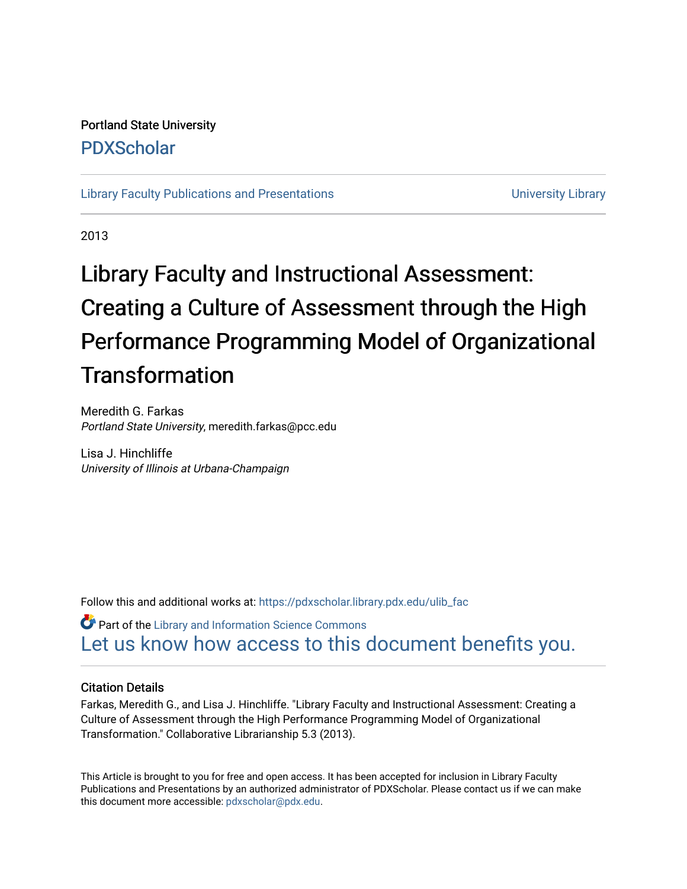Portland State University

PDXScholar

Library Faculty Publications and Presentations | University Library

2013

# Library Faculty and Instructional Assessment: Creating a Culture of Assessment through the High Performance Programming Model of Organizational Transformation

Meredith G. Farkas
*Portland State University*, meredith.farkas@pcc.edu

Lisa J. Hinchliffe
*University of Illinois at Urbana-Champaign*

Follow this and additional works at: https://pdxscholar.library.pdx.edu/ulib_fac

Part of the Library and Information Science Commons

Let us know how access to this document benefits you.

### Citation Details

Farkas, Meredith G., and Lisa J. Hinchliffe. "Library Faculty and Instructional Assessment: Creating a Culture of Assessment through the High Performance Programming Model of Organizational Transformation." Collaborative Librarianship 5.3 (2013).

This Article is brought to you for free and open access. It has been accepted for inclusion in Library Faculty Publications and Presentations by an authorized administrator of PDXScholar. Please contact us if we can make this document more accessible: pdxscholar@pdx.edu.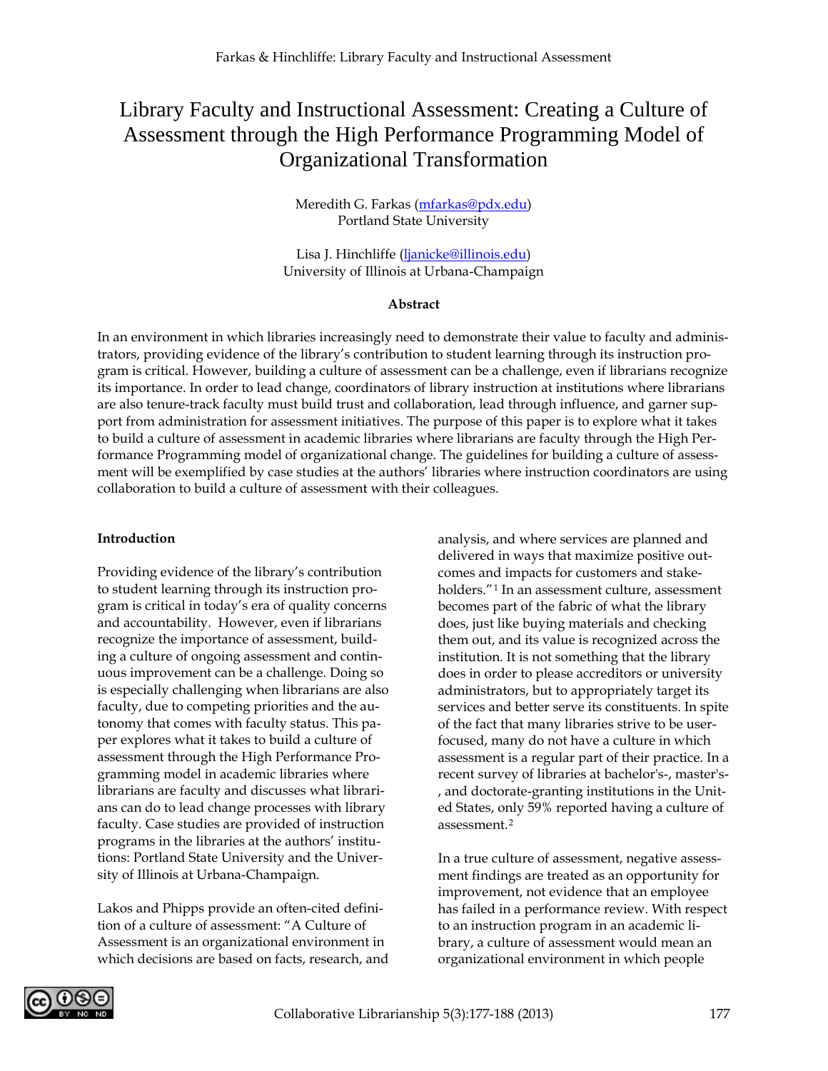# Library Faculty and Instructional Assessment: Creating a Culture of Assessment through the High Performance Programming Model of Organizational Transformation

Meredith G. Farkas (mfarkas@pdx.edu)
Portland State University

Lisa J. Hinchliffe (ljanicke@illinois.edu)
University of Illinois at Urbana-Champaign

**Abstract**

In an environment in which libraries increasingly need to demonstrate their value to faculty and administrators, providing evidence of the library's contribution to student learning through its instruction program is critical. However, building a culture of assessment can be a challenge, even if librarians recognize its importance. In order to lead change, coordinators of library instruction at institutions where librarians are also tenure-track faculty must build trust and collaboration, lead through influence, and garner support from administration for assessment initiatives. The purpose of this paper is to explore what it takes to build a culture of assessment in academic libraries where librarians are faculty through the High Performance Programming model of organizational change. The guidelines for building a culture of assessment will be exemplified by case studies at the authors' libraries where instruction coordinators are using collaboration to build a culture of assessment with their colleagues.

**Introduction**

Providing evidence of the library's contribution to student learning through its instruction program is critical in today's era of quality concerns and accountability. However, even if librarians recognize the importance of assessment, building a culture of ongoing assessment and continuous improvement can be a challenge. Doing so is especially challenging when librarians are also faculty, due to competing priorities and the autonomy that comes with faculty status. This paper explores what it takes to build a culture of assessment through the High Performance Programming model in academic libraries where librarians are faculty and discusses what librarians can do to lead change processes with library faculty. Case studies are provided of instruction programs in the libraries at the authors' institutions: Portland State University and the University of Illinois at Urbana-Champaign.

Lakos and Phipps provide an often-cited definition of a culture of assessment: "A Culture of Assessment is an organizational environment in which decisions are based on facts, research, and analysis, and where services are planned and delivered in ways that maximize positive outcomes and impacts for customers and stakeholders."[1] In an assessment culture, assessment becomes part of the fabric of what the library does, just like buying materials and checking them out, and its value is recognized across the institution. It is not something that the library does in order to please accreditors or university administrators, but to appropriately target its services and better serve its constituents. In spite of the fact that many libraries strive to be user-focused, many do not have a culture in which assessment is a regular part of their practice. In a recent survey of libraries at bachelor's-, master's-, and doctorate-granting institutions in the United States, only 59% reported having a culture of assessment.[2]

In a true culture of assessment, negative assessment findings are treated as an opportunity for improvement, not evidence that an employee has failed in a performance review. With respect to an instruction program in an academic library, a culture of assessment would mean an organizational environment in which people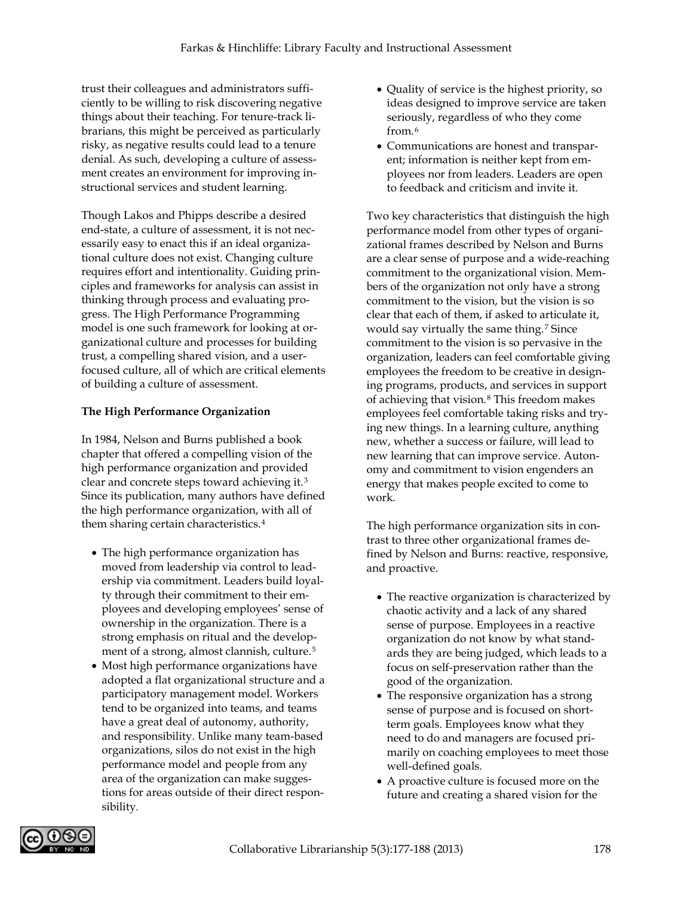trust their colleagues and administrators sufficiently to be willing to risk discovering negative things about their teaching. For tenure-track librarians, this might be perceived as particularly risky, as negative results could lead to a tenure denial. As such, developing a culture of assessment creates an environment for improving instructional services and student learning.

Though Lakos and Phipps describe a desired end-state, a culture of assessment, it is not necessarily easy to enact this if an ideal organizational culture does not exist. Changing culture requires effort and intentionality. Guiding principles and frameworks for analysis can assist in thinking through process and evaluating progress. The High Performance Programming model is one such framework for looking at organizational culture and processes for building trust, a compelling shared vision, and a user-focused culture, all of which are critical elements of building a culture of assessment.

**The High Performance Organization**

In 1984, Nelson and Burns published a book chapter that offered a compelling vision of the high performance organization and provided clear and concrete steps toward achieving it.[3] Since its publication, many authors have defined the high performance organization, with all of them sharing certain characteristics.[4]

- The high performance organization has moved from leadership via control to leadership via commitment. Leaders build loyalty through their commitment to their employees and developing employees' sense of ownership in the organization. There is a strong emphasis on ritual and the development of a strong, almost clannish, culture.[5]
- Most high performance organizations have adopted a flat organizational structure and a participatory management model. Workers tend to be organized into teams, and teams have a great deal of autonomy, authority, and responsibility. Unlike many team-based organizations, silos do not exist in the high performance model and people from any area of the organization can make suggestions for areas outside of their direct responsibility.
- Quality of service is the highest priority, so ideas designed to improve service are taken seriously, regardless of who they come from.[6]
- Communications are honest and transparent; information is neither kept from employees nor from leaders. Leaders are open to feedback and criticism and invite it.

Two key characteristics that distinguish the high performance model from other types of organizational frames described by Nelson and Burns are a clear sense of purpose and a wide-reaching commitment to the organizational vision. Members of the organization not only have a strong commitment to the vision, but the vision is so clear that each of them, if asked to articulate it, would say virtually the same thing.[7] Since commitment to the vision is so pervasive in the organization, leaders can feel comfortable giving employees the freedom to be creative in designing programs, products, and services in support of achieving that vision.[8] This freedom makes employees feel comfortable taking risks and trying new things. In a learning culture, anything new, whether a success or failure, will lead to new learning that can improve service. Autonomy and commitment to vision engenders an energy that makes people excited to come to work.

The high performance organization sits in contrast to three other organizational frames defined by Nelson and Burns: reactive, responsive, and proactive.

- The reactive organization is characterized by chaotic activity and a lack of any shared sense of purpose. Employees in a reactive organization do not know by what standards they are being judged, which leads to a focus on self-preservation rather than the good of the organization.
- The responsive organization has a strong sense of purpose and is focused on short-term goals. Employees know what they need to do and managers are focused primarily on coaching employees to meet those well-defined goals.
- A proactive culture is focused more on the future and creating a shared vision for the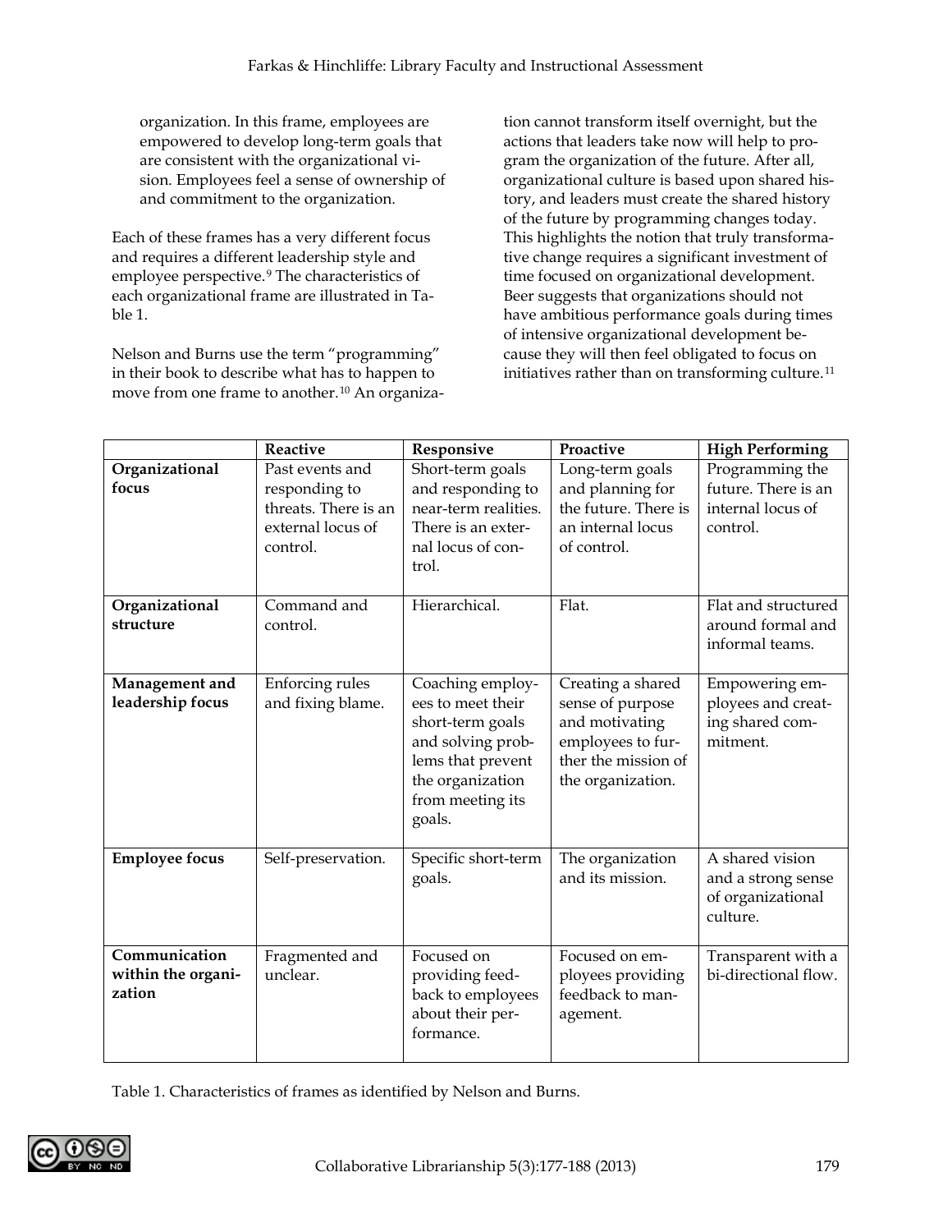organization. In this frame, employees are empowered to develop long-term goals that are consistent with the organizational vision. Employees feel a sense of ownership of and commitment to the organization.

Each of these frames has a very different focus and requires a different leadership style and employee perspective.[9] The characteristics of each organizational frame are illustrated in Table 1.

Nelson and Burns use the term "programming" in their book to describe what has to happen to move from one frame to another.[10] An organization cannot transform itself overnight, but the actions that leaders take now will help to program the organization of the future. After all, organizational culture is based upon shared history, and leaders must create the shared history of the future by programming changes today. This highlights the notion that truly transformative change requires a significant investment of time focused on organizational development. Beer suggests that organizations should not have ambitious performance goals during times of intensive organizational development because they will then feel obligated to focus on initiatives rather than on transforming culture.[11]

| | **Reactive** | **Responsive** | **Proactive** | **High Performing** |
|---|---|---|---|---|
| **Organizational focus** | Past events and responding to threats. There is an external locus of control. | Short-term goals and responding to near-term realities. There is an external locus of control. | Long-term goals and planning for the future. There is an internal locus of control. | Programming the future. There is an internal locus of control. |
| **Organizational structure** | Command and control. | Hierarchical. | Flat. | Flat and structured around formal and informal teams. |
| **Management and leadership focus** | Enforcing rules and fixing blame. | Coaching employees to meet their short-term goals and solving problems that prevent the organization from meeting its goals. | Creating a shared sense of purpose and motivating employees to further the mission of the organization. | Empowering employees and creating shared commitment. |
| **Employee focus** | Self-preservation. | Specific short-term goals. | The organization and its mission. | A shared vision and a strong sense of organizational culture. |
| **Communication within the organization** | Fragmented and unclear. | Focused on providing feedback to employees about their performance. | Focused on employees providing feedback to management. | Transparent with a bi-directional flow. |

Table 1. Characteristics of frames as identified by Nelson and Burns.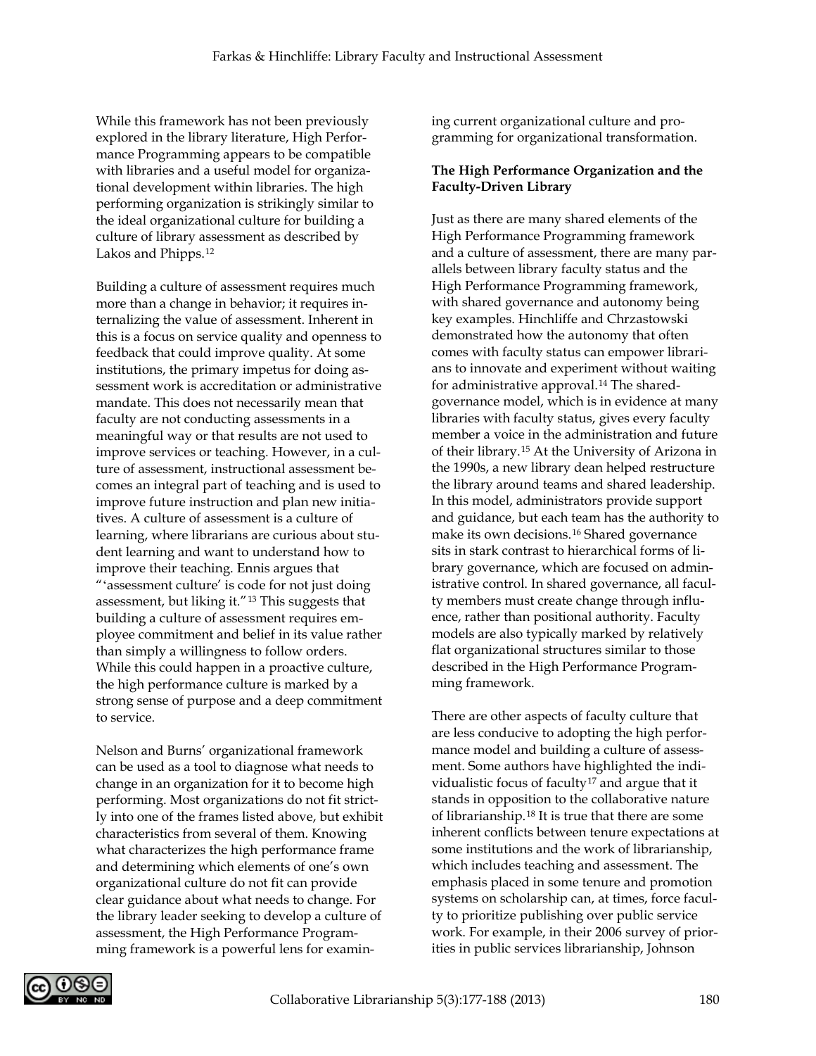While this framework has not been previously explored in the library literature, High Performance Programming appears to be compatible with libraries and a useful model for organizational development within libraries. The high performing organization is strikingly similar to the ideal organizational culture for building a culture of library assessment as described by Lakos and Phipps.[12]

Building a culture of assessment requires much more than a change in behavior; it requires internalizing the value of assessment. Inherent in this is a focus on service quality and openness to feedback that could improve quality. At some institutions, the primary impetus for doing assessment work is accreditation or administrative mandate. This does not necessarily mean that faculty are not conducting assessments in a meaningful way or that results are not used to improve services or teaching. However, in a culture of assessment, instructional assessment becomes an integral part of teaching and is used to improve future instruction and plan new initiatives. A culture of assessment is a culture of learning, where librarians are curious about student learning and want to understand how to improve their teaching. Ennis argues that "'assessment culture' is code for not just doing assessment, but liking it."[13] This suggests that building a culture of assessment requires employee commitment and belief in its value rather than simply a willingness to follow orders. While this could happen in a proactive culture, the high performance culture is marked by a strong sense of purpose and a deep commitment to service.

Nelson and Burns' organizational framework can be used as a tool to diagnose what needs to change in an organization for it to become high performing. Most organizations do not fit strictly into one of the frames listed above, but exhibit characteristics from several of them. Knowing what characterizes the high performance frame and determining which elements of one's own organizational culture do not fit can provide clear guidance about what needs to change. For the library leader seeking to develop a culture of assessment, the High Performance Programming framework is a powerful lens for examining current organizational culture and programming for organizational transformation.

**The High Performance Organization and the Faculty-Driven Library**

Just as there are many shared elements of the High Performance Programming framework and a culture of assessment, there are many parallels between library faculty status and the High Performance Programming framework, with shared governance and autonomy being key examples. Hinchliffe and Chrzastowski demonstrated how the autonomy that often comes with faculty status can empower librarians to innovate and experiment without waiting for administrative approval.[14] The shared-governance model, which is in evidence at many libraries with faculty status, gives every faculty member a voice in the administration and future of their library.[15] At the University of Arizona in the 1990s, a new library dean helped restructure the library around teams and shared leadership. In this model, administrators provide support and guidance, but each team has the authority to make its own decisions.[16] Shared governance sits in stark contrast to hierarchical forms of library governance, which are focused on administrative control. In shared governance, all faculty members must create change through influence, rather than positional authority. Faculty models are also typically marked by relatively flat organizational structures similar to those described in the High Performance Programming framework.

There are other aspects of faculty culture that are less conducive to adopting the high performance model and building a culture of assessment. Some authors have highlighted the individualistic focus of faculty[17] and argue that it stands in opposition to the collaborative nature of librarianship.[18] It is true that there are some inherent conflicts between tenure expectations at some institutions and the work of librarianship, which includes teaching and assessment. The emphasis placed in some tenure and promotion systems on scholarship can, at times, force faculty to prioritize publishing over public service work. For example, in their 2006 survey of priorities in public services librarianship, Johnson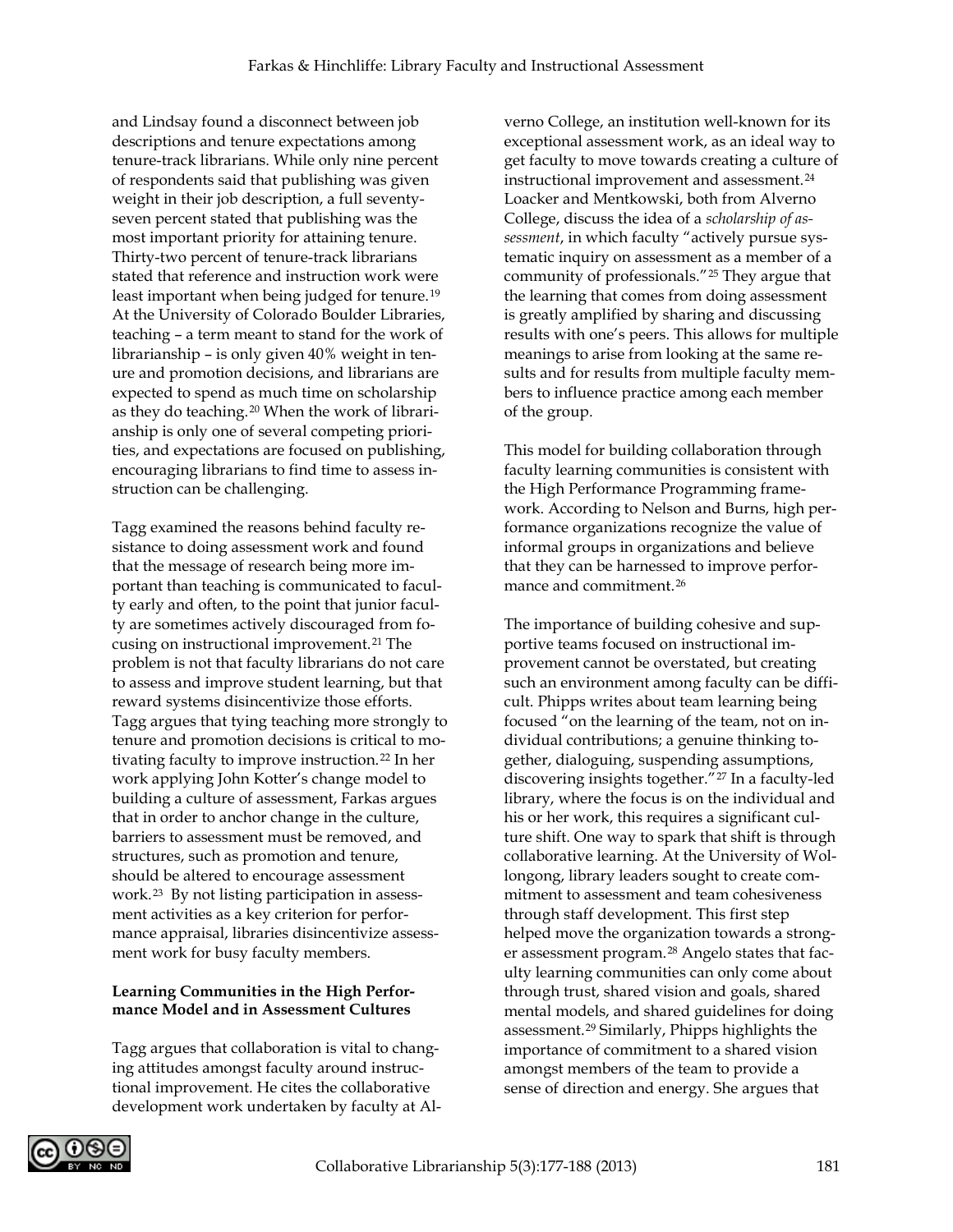and Lindsay found a disconnect between job descriptions and tenure expectations among tenure-track librarians. While only nine percent of respondents said that publishing was given weight in their job description, a full seventy-seven percent stated that publishing was the most important priority for attaining tenure. Thirty-two percent of tenure-track librarians stated that reference and instruction work were least important when being judged for tenure.[19] At the University of Colorado Boulder Libraries, teaching – a term meant to stand for the work of librarianship – is only given 40% weight in tenure and promotion decisions, and librarians are expected to spend as much time on scholarship as they do teaching.[20] When the work of librarianship is only one of several competing priorities, and expectations are focused on publishing, encouraging librarians to find time to assess instruction can be challenging.

Tagg examined the reasons behind faculty resistance to doing assessment work and found that the message of research being more important than teaching is communicated to faculty early and often, to the point that junior faculty are sometimes actively discouraged from focusing on instructional improvement.[21] The problem is not that faculty librarians do not care to assess and improve student learning, but that reward systems disincentivize those efforts. Tagg argues that tying teaching more strongly to tenure and promotion decisions is critical to motivating faculty to improve instruction.[22] In her work applying John Kotter's change model to building a culture of assessment, Farkas argues that in order to anchor change in the culture, barriers to assessment must be removed, and structures, such as promotion and tenure, should be altered to encourage assessment work.[23] By not listing participation in assessment activities as a key criterion for performance appraisal, libraries disincentivize assessment work for busy faculty members.

**Learning Communities in the High Performance Model and in Assessment Cultures**

Tagg argues that collaboration is vital to changing attitudes amongst faculty around instructional improvement. He cites the collaborative development work undertaken by faculty at Alverno College, an institution well-known for its exceptional assessment work, as an ideal way to get faculty to move towards creating a culture of instructional improvement and assessment.[24] Loacker and Mentkowski, both from Alverno College, discuss the idea of a *scholarship of assessment*, in which faculty "actively pursue systematic inquiry on assessment as a member of a community of professionals."[25] They argue that the learning that comes from doing assessment is greatly amplified by sharing and discussing results with one's peers. This allows for multiple meanings to arise from looking at the same results and for results from multiple faculty members to influence practice among each member of the group.

This model for building collaboration through faculty learning communities is consistent with the High Performance Programming framework. According to Nelson and Burns, high performance organizations recognize the value of informal groups in organizations and believe that they can be harnessed to improve performance and commitment.[26]

The importance of building cohesive and supportive teams focused on instructional improvement cannot be overstated, but creating such an environment among faculty can be difficult. Phipps writes about team learning being focused "on the learning of the team, not on individual contributions; a genuine thinking together, dialoguing, suspending assumptions, discovering insights together."[27] In a faculty-led library, where the focus is on the individual and his or her work, this requires a significant culture shift. One way to spark that shift is through collaborative learning. At the University of Wollongong, library leaders sought to create commitment to assessment and team cohesiveness through staff development. This first step helped move the organization towards a stronger assessment program.[28] Angelo states that faculty learning communities can only come about through trust, shared vision and goals, shared mental models, and shared guidelines for doing assessment.[29] Similarly, Phipps highlights the importance of commitment to a shared vision amongst members of the team to provide a sense of direction and energy. She argues that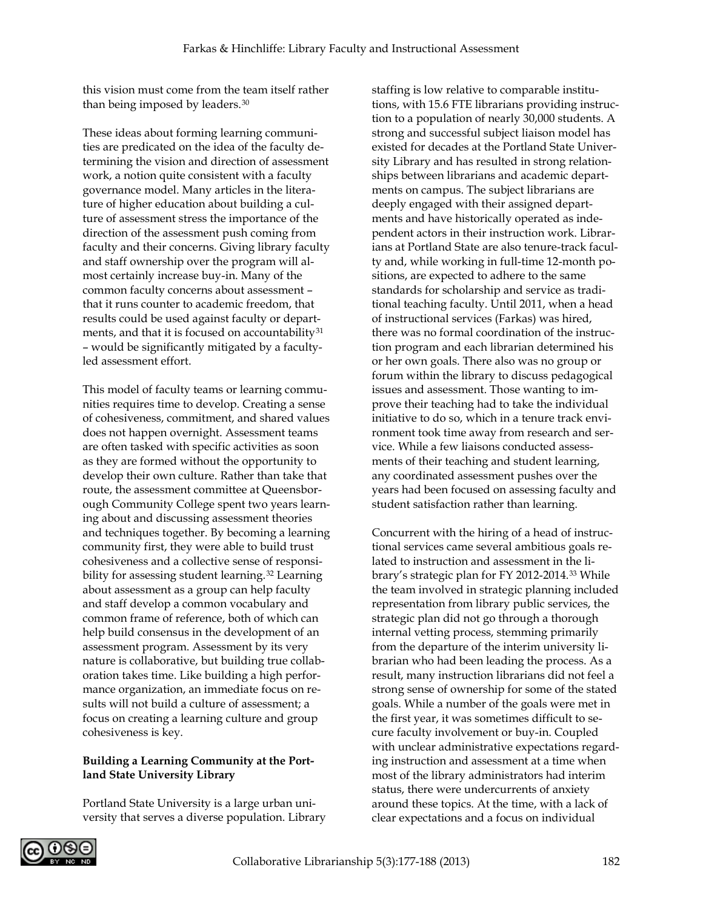this vision must come from the team itself rather than being imposed by leaders.[30]

These ideas about forming learning communities are predicated on the idea of the faculty determining the vision and direction of assessment work, a notion quite consistent with a faculty governance model. Many articles in the literature of higher education about building a culture of assessment stress the importance of the direction of the assessment push coming from faculty and their concerns. Giving library faculty and staff ownership over the program will almost certainly increase buy-in. Many of the common faculty concerns about assessment – that it runs counter to academic freedom, that results could be used against faculty or departments, and that it is focused on accountability[31] – would be significantly mitigated by a faculty-led assessment effort.

This model of faculty teams or learning communities requires time to develop. Creating a sense of cohesiveness, commitment, and shared values does not happen overnight. Assessment teams are often tasked with specific activities as soon as they are formed without the opportunity to develop their own culture. Rather than take that route, the assessment committee at Queensborough Community College spent two years learning about and discussing assessment theories and techniques together. By becoming a learning community first, they were able to build trust cohesiveness and a collective sense of responsibility for assessing student learning.[32] Learning about assessment as a group can help faculty and staff develop a common vocabulary and common frame of reference, both of which can help build consensus in the development of an assessment program. Assessment by its very nature is collaborative, but building true collaboration takes time. Like building a high performance organization, an immediate focus on results will not build a culture of assessment; a focus on creating a learning culture and group cohesiveness is key.

**Building a Learning Community at the Portland State University Library**

Portland State University is a large urban university that serves a diverse population. Library staffing is low relative to comparable institutions, with 15.6 FTE librarians providing instruction to a population of nearly 30,000 students. A strong and successful subject liaison model has existed for decades at the Portland State University Library and has resulted in strong relationships between librarians and academic departments on campus. The subject librarians are deeply engaged with their assigned departments and have historically operated as independent actors in their instruction work. Librarians at Portland State are also tenure-track faculty and, while working in full-time 12-month positions, are expected to adhere to the same standards for scholarship and service as traditional teaching faculty. Until 2011, when a head of instructional services (Farkas) was hired, there was no formal coordination of the instruction program and each librarian determined his or her own goals. There also was no group or forum within the library to discuss pedagogical issues and assessment. Those wanting to improve their teaching had to take the individual initiative to do so, which in a tenure track environment took time away from research and service. While a few liaisons conducted assessments of their teaching and student learning, any coordinated assessment pushes over the years had been focused on assessing faculty and student satisfaction rather than learning.

Concurrent with the hiring of a head of instructional services came several ambitious goals related to instruction and assessment in the library's strategic plan for FY 2012-2014.[33] While the team involved in strategic planning included representation from library public services, the strategic plan did not go through a thorough internal vetting process, stemming primarily from the departure of the interim university librarian who had been leading the process. As a result, many instruction librarians did not feel a strong sense of ownership for some of the stated goals. While a number of the goals were met in the first year, it was sometimes difficult to secure faculty involvement or buy-in. Coupled with unclear administrative expectations regarding instruction and assessment at a time when most of the library administrators had interim status, there were undercurrents of anxiety around these topics. At the time, with a lack of clear expectations and a focus on individual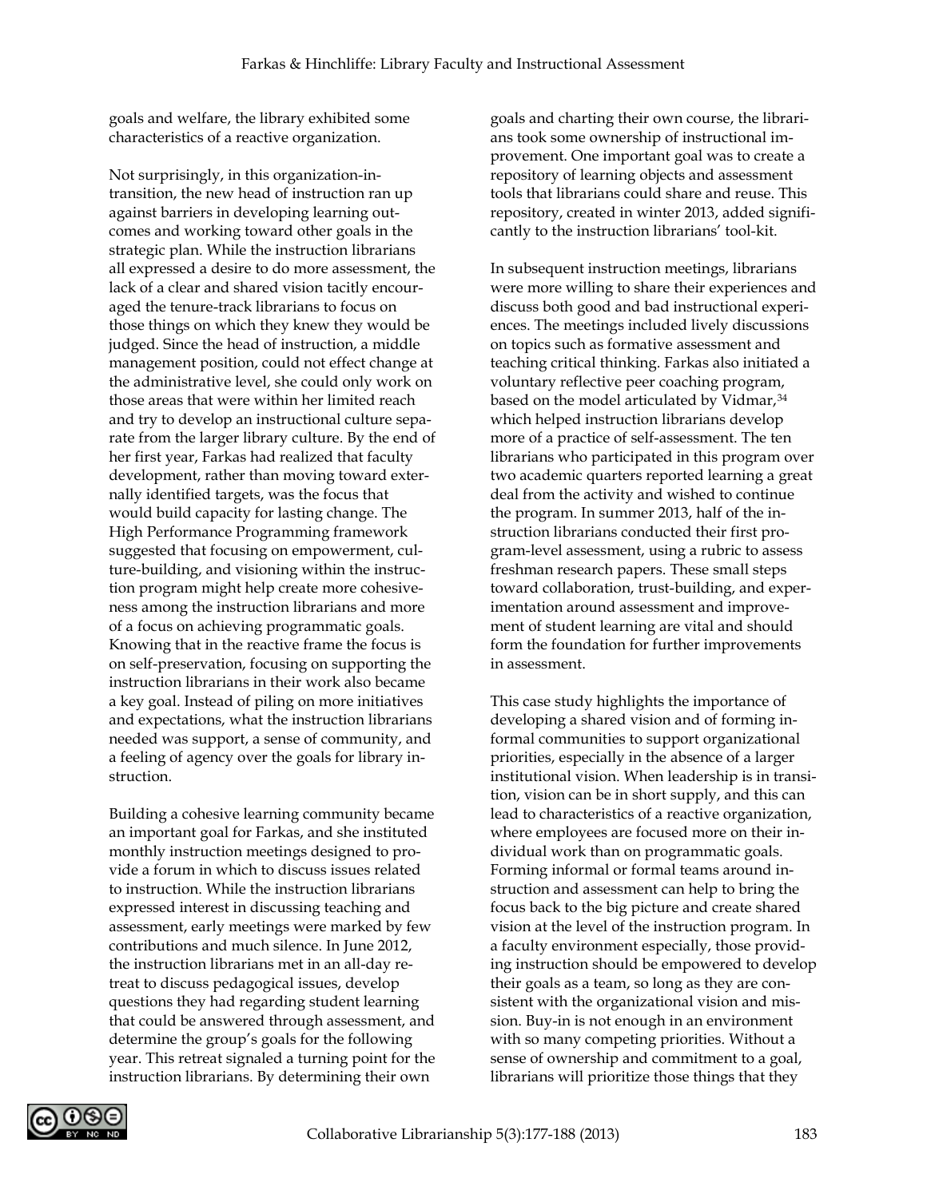goals and welfare, the library exhibited some characteristics of a reactive organization.

Not surprisingly, in this organization-in-transition, the new head of instruction ran up against barriers in developing learning outcomes and working toward other goals in the strategic plan. While the instruction librarians all expressed a desire to do more assessment, the lack of a clear and shared vision tacitly encouraged the tenure-track librarians to focus on those things on which they knew they would be judged. Since the head of instruction, a middle management position, could not effect change at the administrative level, she could only work on those areas that were within her limited reach and try to develop an instructional culture separate from the larger library culture. By the end of her first year, Farkas had realized that faculty development, rather than moving toward externally identified targets, was the focus that would build capacity for lasting change. The High Performance Programming framework suggested that focusing on empowerment, culture-building, and visioning within the instruction program might help create more cohesiveness among the instruction librarians and more of a focus on achieving programmatic goals. Knowing that in the reactive frame the focus is on self-preservation, focusing on supporting the instruction librarians in their work also became a key goal. Instead of piling on more initiatives and expectations, what the instruction librarians needed was support, a sense of community, and a feeling of agency over the goals for library instruction.

Building a cohesive learning community became an important goal for Farkas, and she instituted monthly instruction meetings designed to provide a forum in which to discuss issues related to instruction. While the instruction librarians expressed interest in discussing teaching and assessment, early meetings were marked by few contributions and much silence. In June 2012, the instruction librarians met in an all-day retreat to discuss pedagogical issues, develop questions they had regarding student learning that could be answered through assessment, and determine the group's goals for the following year. This retreat signaled a turning point for the instruction librarians. By determining their own goals and charting their own course, the librarians took some ownership of instructional improvement. One important goal was to create a repository of learning objects and assessment tools that librarians could share and reuse. This repository, created in winter 2013, added significantly to the instruction librarians' tool-kit.

In subsequent instruction meetings, librarians were more willing to share their experiences and discuss both good and bad instructional experiences. The meetings included lively discussions on topics such as formative assessment and teaching critical thinking. Farkas also initiated a voluntary reflective peer coaching program, based on the model articulated by Vidmar,[34] which helped instruction librarians develop more of a practice of self-assessment. The ten librarians who participated in this program over two academic quarters reported learning a great deal from the activity and wished to continue the program. In summer 2013, half of the instruction librarians conducted their first program-level assessment, using a rubric to assess freshman research papers. These small steps toward collaboration, trust-building, and experimentation around assessment and improvement of student learning are vital and should form the foundation for further improvements in assessment.

This case study highlights the importance of developing a shared vision and of forming informal communities to support organizational priorities, especially in the absence of a larger institutional vision. When leadership is in transition, vision can be in short supply, and this can lead to characteristics of a reactive organization, where employees are focused more on their individual work than on programmatic goals. Forming informal or formal teams around instruction and assessment can help to bring the focus back to the big picture and create shared vision at the level of the instruction program. In a faculty environment especially, those providing instruction should be empowered to develop their goals as a team, so long as they are consistent with the organizational vision and mission. Buy-in is not enough in an environment with so many competing priorities. Without a sense of ownership and commitment to a goal, librarians will prioritize those things that they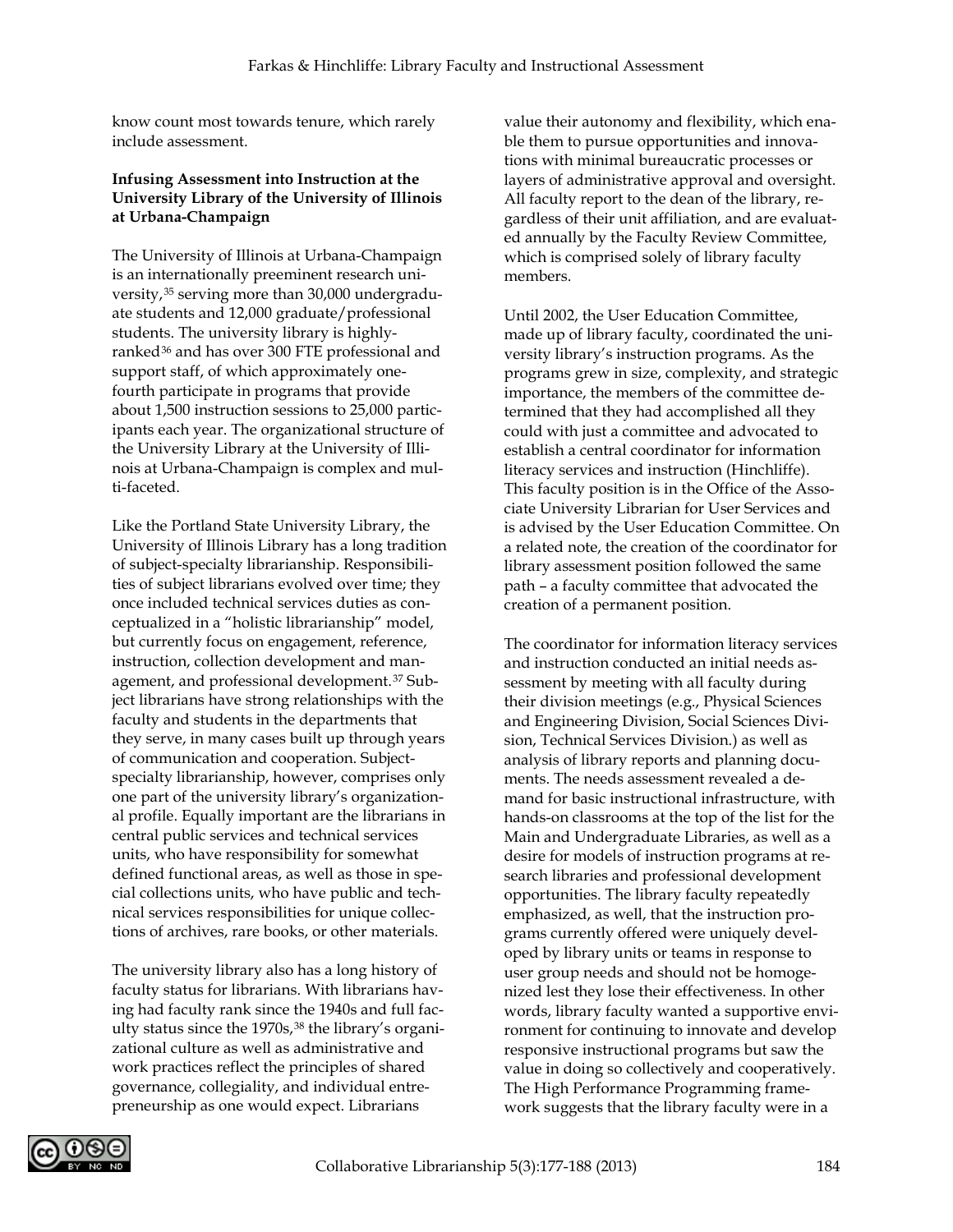know count most towards tenure, which rarely include assessment.

**Infusing Assessment into Instruction at the University Library of the University of Illinois at Urbana-Champaign**

The University of Illinois at Urbana-Champaign is an internationally preeminent research university,[35] serving more than 30,000 undergraduate students and 12,000 graduate/professional students. The university library is highly-ranked[36] and has over 300 FTE professional and support staff, of which approximately one-fourth participate in programs that provide about 1,500 instruction sessions to 25,000 participants each year. The organizational structure of the University Library at the University of Illinois at Urbana-Champaign is complex and multi-faceted.

Like the Portland State University Library, the University of Illinois Library has a long tradition of subject-specialty librarianship. Responsibilities of subject librarians evolved over time; they once included technical services duties as conceptualized in a "holistic librarianship" model, but currently focus on engagement, reference, instruction, collection development and management, and professional development.[37] Subject librarians have strong relationships with the faculty and students in the departments that they serve, in many cases built up through years of communication and cooperation. Subject-specialty librarianship, however, comprises only one part of the university library's organizational profile. Equally important are the librarians in central public services and technical services units, who have responsibility for somewhat defined functional areas, as well as those in special collections units, who have public and technical services responsibilities for unique collections of archives, rare books, or other materials.

The university library also has a long history of faculty status for librarians. With librarians having had faculty rank since the 1940s and full faculty status since the 1970s,[38] the library's organizational culture as well as administrative and work practices reflect the principles of shared governance, collegiality, and individual entrepreneurship as one would expect. Librarians value their autonomy and flexibility, which enable them to pursue opportunities and innovations with minimal bureaucratic processes or layers of administrative approval and oversight. All faculty report to the dean of the library, regardless of their unit affiliation, and are evaluated annually by the Faculty Review Committee, which is comprised solely of library faculty members.

Until 2002, the User Education Committee, made up of library faculty, coordinated the university library's instruction programs. As the programs grew in size, complexity, and strategic importance, the members of the committee determined that they had accomplished all they could with just a committee and advocated to establish a central coordinator for information literacy services and instruction (Hinchliffe). This faculty position is in the Office of the Associate University Librarian for User Services and is advised by the User Education Committee. On a related note, the creation of the coordinator for library assessment position followed the same path – a faculty committee that advocated the creation of a permanent position.

The coordinator for information literacy services and instruction conducted an initial needs assessment by meeting with all faculty during their division meetings (e.g., Physical Sciences and Engineering Division, Social Sciences Division, Technical Services Division.) as well as analysis of library reports and planning documents. The needs assessment revealed a demand for basic instructional infrastructure, with hands-on classrooms at the top of the list for the Main and Undergraduate Libraries, as well as a desire for models of instruction programs at research libraries and professional development opportunities. The library faculty repeatedly emphasized, as well, that the instruction programs currently offered were uniquely developed by library units or teams in response to user group needs and should not be homogenized lest they lose their effectiveness. In other words, library faculty wanted a supportive environment for continuing to innovate and develop responsive instructional programs but saw the value in doing so collectively and cooperatively. The High Performance Programming framework suggests that the library faculty were in a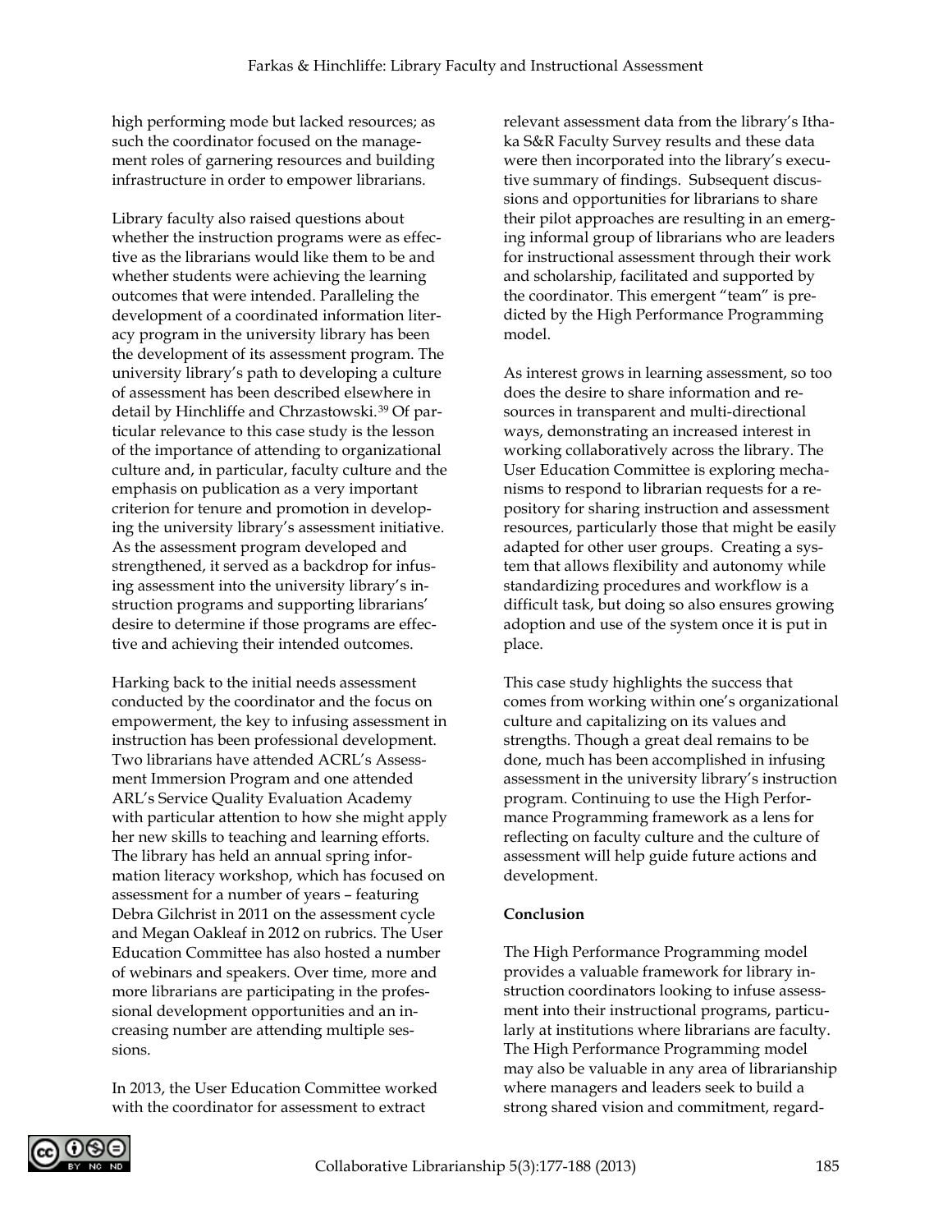high performing mode but lacked resources; as such the coordinator focused on the management roles of garnering resources and building infrastructure in order to empower librarians.

Library faculty also raised questions about whether the instruction programs were as effective as the librarians would like them to be and whether students were achieving the learning outcomes that were intended. Paralleling the development of a coordinated information literacy program in the university library has been the development of its assessment program. The university library's path to developing a culture of assessment has been described elsewhere in detail by Hinchliffe and Chrzastowski.[39] Of particular relevance to this case study is the lesson of the importance of attending to organizational culture and, in particular, faculty culture and the emphasis on publication as a very important criterion for tenure and promotion in developing the university library's assessment initiative. As the assessment program developed and strengthened, it served as a backdrop for infusing assessment into the university library's instruction programs and supporting librarians' desire to determine if those programs are effective and achieving their intended outcomes.

Harking back to the initial needs assessment conducted by the coordinator and the focus on empowerment, the key to infusing assessment in instruction has been professional development. Two librarians have attended ACRL's Assessment Immersion Program and one attended ARL's Service Quality Evaluation Academy with particular attention to how she might apply her new skills to teaching and learning efforts. The library has held an annual spring information literacy workshop, which has focused on assessment for a number of years – featuring Debra Gilchrist in 2011 on the assessment cycle and Megan Oakleaf in 2012 on rubrics. The User Education Committee has also hosted a number of webinars and speakers. Over time, more and more librarians are participating in the professional development opportunities and an increasing number are attending multiple sessions.

In 2013, the User Education Committee worked with the coordinator for assessment to extract relevant assessment data from the library's Ithaka S&R Faculty Survey results and these data were then incorporated into the library's executive summary of findings. Subsequent discussions and opportunities for librarians to share their pilot approaches are resulting in an emerging informal group of librarians who are leaders for instructional assessment through their work and scholarship, facilitated and supported by the coordinator. This emergent "team" is predicted by the High Performance Programming model.

As interest grows in learning assessment, so too does the desire to share information and resources in transparent and multi-directional ways, demonstrating an increased interest in working collaboratively across the library. The User Education Committee is exploring mechanisms to respond to librarian requests for a repository for sharing instruction and assessment resources, particularly those that might be easily adapted for other user groups. Creating a system that allows flexibility and autonomy while standardizing procedures and workflow is a difficult task, but doing so also ensures growing adoption and use of the system once it is put in place.

This case study highlights the success that comes from working within one's organizational culture and capitalizing on its values and strengths. Though a great deal remains to be done, much has been accomplished in infusing assessment in the university library's instruction program. Continuing to use the High Performance Programming framework as a lens for reflecting on faculty culture and the culture of assessment will help guide future actions and development.

## Conclusion

The High Performance Programming model provides a valuable framework for library instruction coordinators looking to infuse assessment into their instructional programs, particularly at institutions where librarians are faculty. The High Performance Programming model may also be valuable in any area of librarianship where managers and leaders seek to build a strong shared vision and commitment, regard-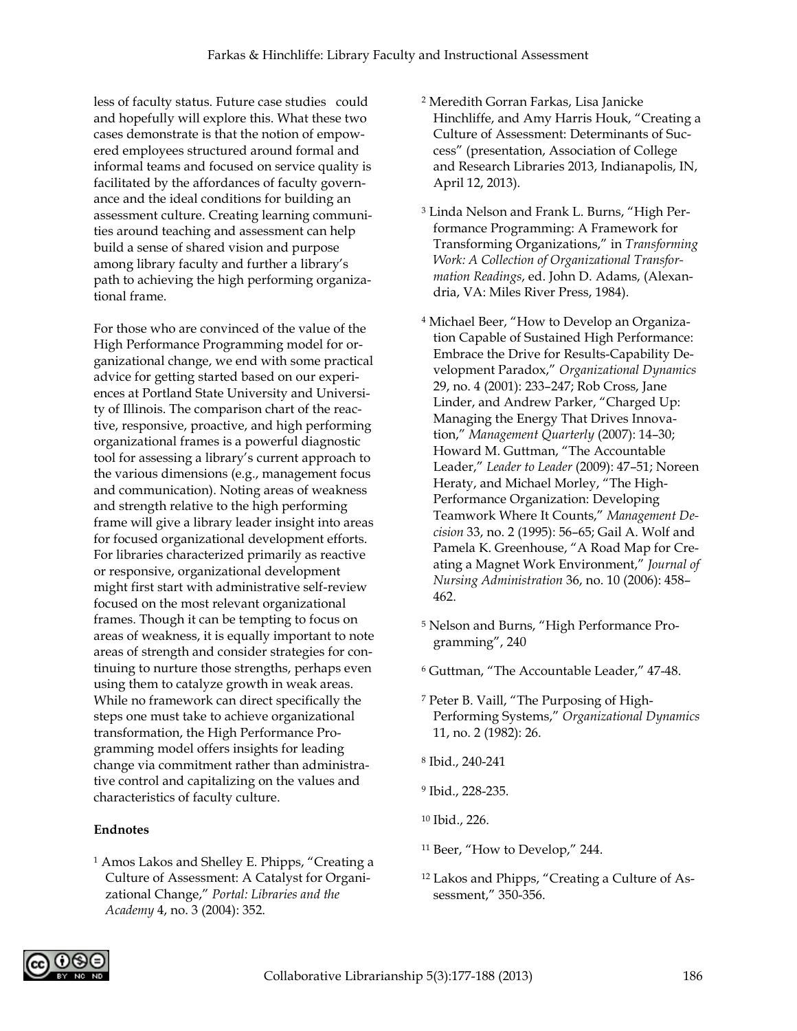less of faculty status. Future case studies could and hopefully will explore this. What these two cases demonstrate is that the notion of empowered employees structured around formal and informal teams and focused on service quality is facilitated by the affordances of faculty governance and the ideal conditions for building an assessment culture. Creating learning communities around teaching and assessment can help build a sense of shared vision and purpose among library faculty and further a library's path to achieving the high performing organizational frame.

For those who are convinced of the value of the High Performance Programming model for organizational change, we end with some practical advice for getting started based on our experiences at Portland State University and University of Illinois. The comparison chart of the reactive, responsive, proactive, and high performing organizational frames is a powerful diagnostic tool for assessing a library's current approach to the various dimensions (e.g., management focus and communication). Noting areas of weakness and strength relative to the high performing frame will give a library leader insight into areas for focused organizational development efforts. For libraries characterized primarily as reactive or responsive, organizational development might first start with administrative self-review focused on the most relevant organizational frames. Though it can be tempting to focus on areas of weakness, it is equally important to note areas of strength and consider strategies for continuing to nurture those strengths, perhaps even using them to catalyze growth in weak areas. While no framework can direct specifically the steps one must take to achieve organizational transformation, the High Performance Programming model offers insights for leading change via commitment rather than administrative control and capitalizing on the values and characteristics of faculty culture.

**Endnotes**

[1] Amos Lakos and Shelley E. Phipps, "Creating a Culture of Assessment: A Catalyst for Organizational Change," *Portal: Libraries and the Academy* 4, no. 3 (2004): 352.

[2] Meredith Gorran Farkas, Lisa Janicke Hinchliffe, and Amy Harris Houk, "Creating a Culture of Assessment: Determinants of Success" (presentation, Association of College and Research Libraries 2013, Indianapolis, IN, April 12, 2013).

[3] Linda Nelson and Frank L. Burns, "High Performance Programming: A Framework for Transforming Organizations," in *Transforming Work: A Collection of Organizational Transformation Readings*, ed. John D. Adams, (Alexandria, VA: Miles River Press, 1984).

[4] Michael Beer, "How to Develop an Organization Capable of Sustained High Performance: Embrace the Drive for Results-Capability Development Paradox," *Organizational Dynamics* 29, no. 4 (2001): 233–247; Rob Cross, Jane Linder, and Andrew Parker, "Charged Up: Managing the Energy That Drives Innovation," *Management Quarterly* (2007): 14–30; Howard M. Guttman, "The Accountable Leader," *Leader to Leader* (2009): 47–51; Noreen Heraty, and Michael Morley, "The High-Performance Organization: Developing Teamwork Where It Counts," *Management Decision* 33, no. 2 (1995): 56–65; Gail A. Wolf and Pamela K. Greenhouse, "A Road Map for Creating a Magnet Work Environment," *Journal of Nursing Administration* 36, no. 10 (2006): 458–462.

[5] Nelson and Burns, "High Performance Programming", 240

[6] Guttman, "The Accountable Leader," 47-48.

[7] Peter B. Vaill, "The Purposing of High-Performing Systems," *Organizational Dynamics* 11, no. 2 (1982): 26.

[8] Ibid., 240-241

[9] Ibid., 228-235.

[10] Ibid., 226.

[11] Beer, "How to Develop," 244.

[12] Lakos and Phipps, "Creating a Culture of Assessment," 350-356.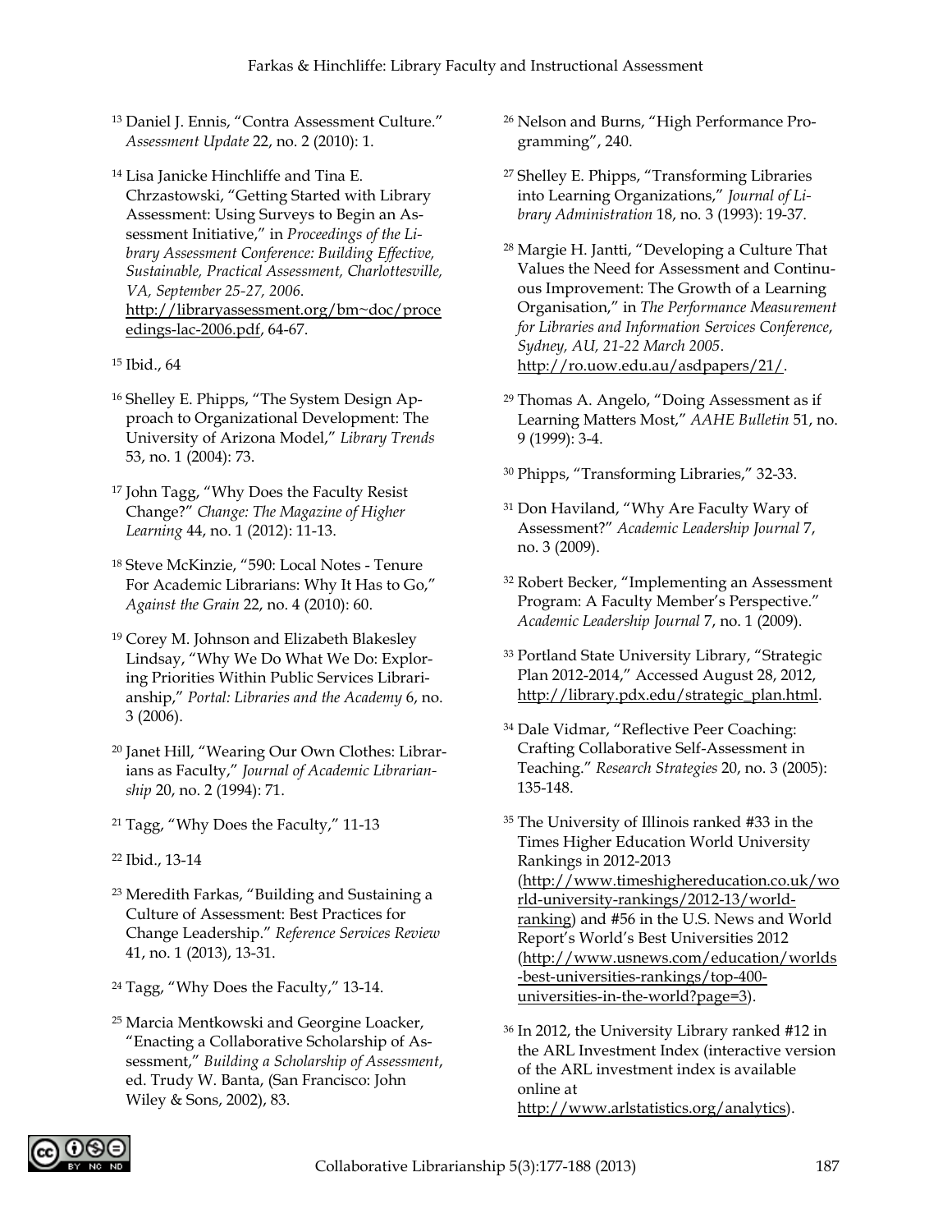[13] Daniel J. Ennis, "Contra Assessment Culture." *Assessment Update* 22, no. 2 (2010): 1.

[14] Lisa Janicke Hinchliffe and Tina E. Chrzastowski, "Getting Started with Library Assessment: Using Surveys to Begin an Assessment Initiative," in *Proceedings of the Library Assessment Conference: Building Effective, Sustainable, Practical Assessment, Charlottesville, VA, September 25-27, 2006*. http://libraryassessment.org/bm~doc/proceedings-lac-2006.pdf, 64-67.

[15] Ibid., 64

[16] Shelley E. Phipps, "The System Design Approach to Organizational Development: The University of Arizona Model," *Library Trends* 53, no. 1 (2004): 73.

[17] John Tagg, "Why Does the Faculty Resist Change?" *Change: The Magazine of Higher Learning* 44, no. 1 (2012): 11-13.

[18] Steve McKinzie, "590: Local Notes - Tenure For Academic Librarians: Why It Has to Go," *Against the Grain* 22, no. 4 (2010): 60.

[19] Corey M. Johnson and Elizabeth Blakesley Lindsay, "Why We Do What We Do: Exploring Priorities Within Public Services Librarianship," *Portal: Libraries and the Academy* 6, no. 3 (2006).

[20] Janet Hill, "Wearing Our Own Clothes: Librarians as Faculty," *Journal of Academic Librarianship* 20, no. 2 (1994): 71.

[21] Tagg, "Why Does the Faculty," 11-13

[22] Ibid., 13-14

[23] Meredith Farkas, "Building and Sustaining a Culture of Assessment: Best Practices for Change Leadership." *Reference Services Review* 41, no. 1 (2013), 13-31.

[24] Tagg, "Why Does the Faculty," 13-14.

[25] Marcia Mentkowski and Georgine Loacker, "Enacting a Collaborative Scholarship of Assessment," *Building a Scholarship of Assessment*, ed. Trudy W. Banta, (San Francisco: John Wiley & Sons, 2002), 83.

[26] Nelson and Burns, "High Performance Programming", 240.

[27] Shelley E. Phipps, "Transforming Libraries into Learning Organizations," *Journal of Library Administration* 18, no. 3 (1993): 19-37.

[28] Margie H. Jantti, "Developing a Culture That Values the Need for Assessment and Continuous Improvement: The Growth of a Learning Organisation," in *The Performance Measurement for Libraries and Information Services Conference, Sydney, AU, 21-22 March 2005*. http://ro.uow.edu.au/asdpapers/21/.

[29] Thomas A. Angelo, "Doing Assessment as if Learning Matters Most," *AAHE Bulletin* 51, no. 9 (1999): 3-4.

[30] Phipps, "Transforming Libraries," 32-33.

[31] Don Haviland, "Why Are Faculty Wary of Assessment?" *Academic Leadership Journal* 7, no. 3 (2009).

[32] Robert Becker, "Implementing an Assessment Program: A Faculty Member's Perspective." *Academic Leadership Journal* 7, no. 1 (2009).

[33] Portland State University Library, "Strategic Plan 2012-2014," Accessed August 28, 2012, http://library.pdx.edu/strategic_plan.html.

[34] Dale Vidmar, "Reflective Peer Coaching: Crafting Collaborative Self-Assessment in Teaching." *Research Strategies* 20, no. 3 (2005): 135-148.

[35] The University of Illinois ranked #33 in the Times Higher Education World University Rankings in 2012-2013 (http://www.timeshighereducation.co.uk/world-university-rankings/2012-13/world-ranking) and #56 in the U.S. News and World Report's World's Best Universities 2012 (http://www.usnews.com/education/worlds-best-universities-rankings/top-400-universities-in-the-world?page=3).

[36] In 2012, the University Library ranked #12 in the ARL Investment Index (interactive version of the ARL investment index is available online at http://www.arlstatistics.org/analytics).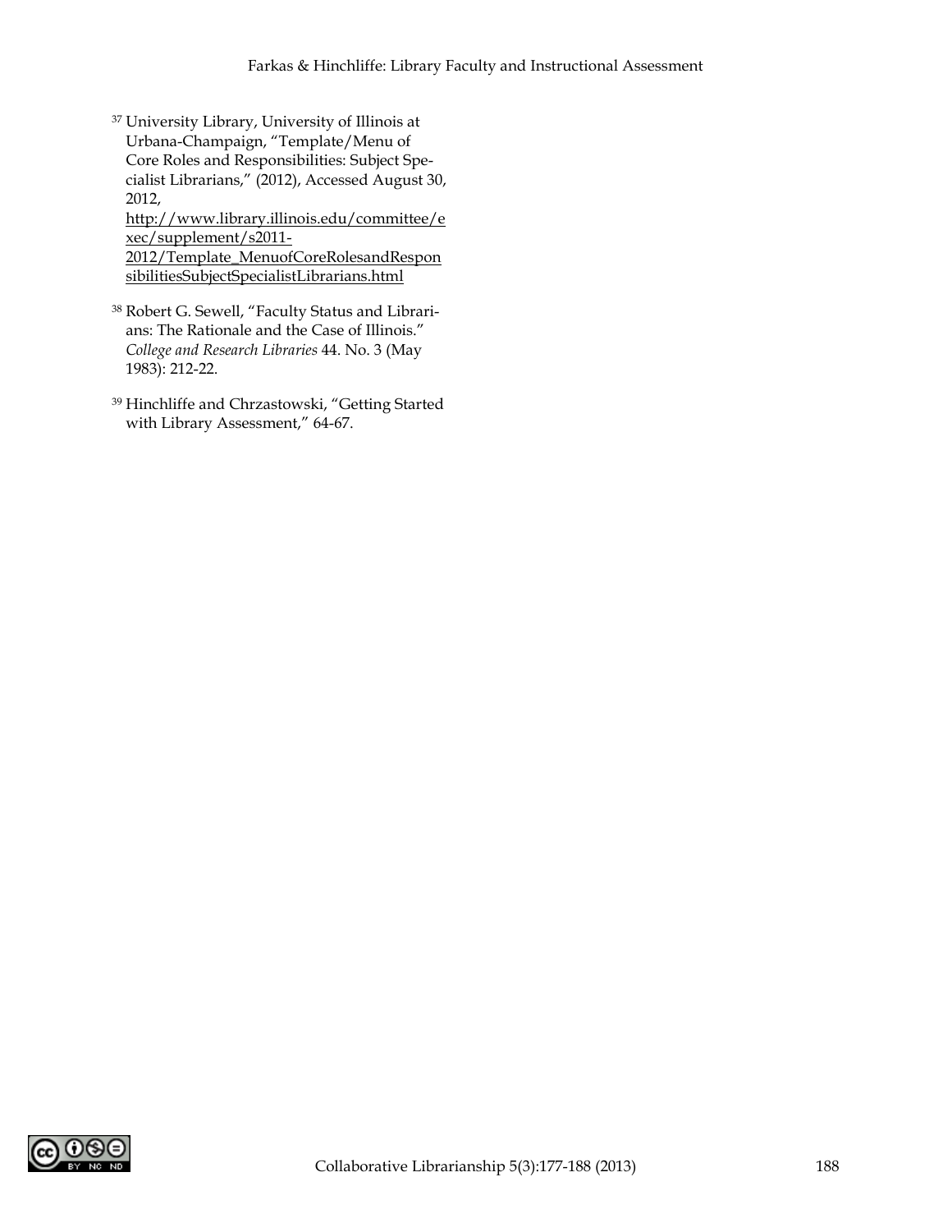[37] University Library, University of Illinois at Urbana-Champaign, "Template/Menu of Core Roles and Responsibilities: Subject Specialist Librarians," (2012), Accessed August 30, 2012, http://www.library.illinois.edu/committee/exec/supplement/s2011-2012/Template_MenuofCoreRolesandResponsibilitiesSubjectSpecialistLibrarians.html

[38] Robert G. Sewell, "Faculty Status and Librarians: The Rationale and the Case of Illinois." *College and Research Libraries* 44. No. 3 (May 1983): 212-22.

[39] Hinchliffe and Chrzastowski, "Getting Started with Library Assessment," 64-67.